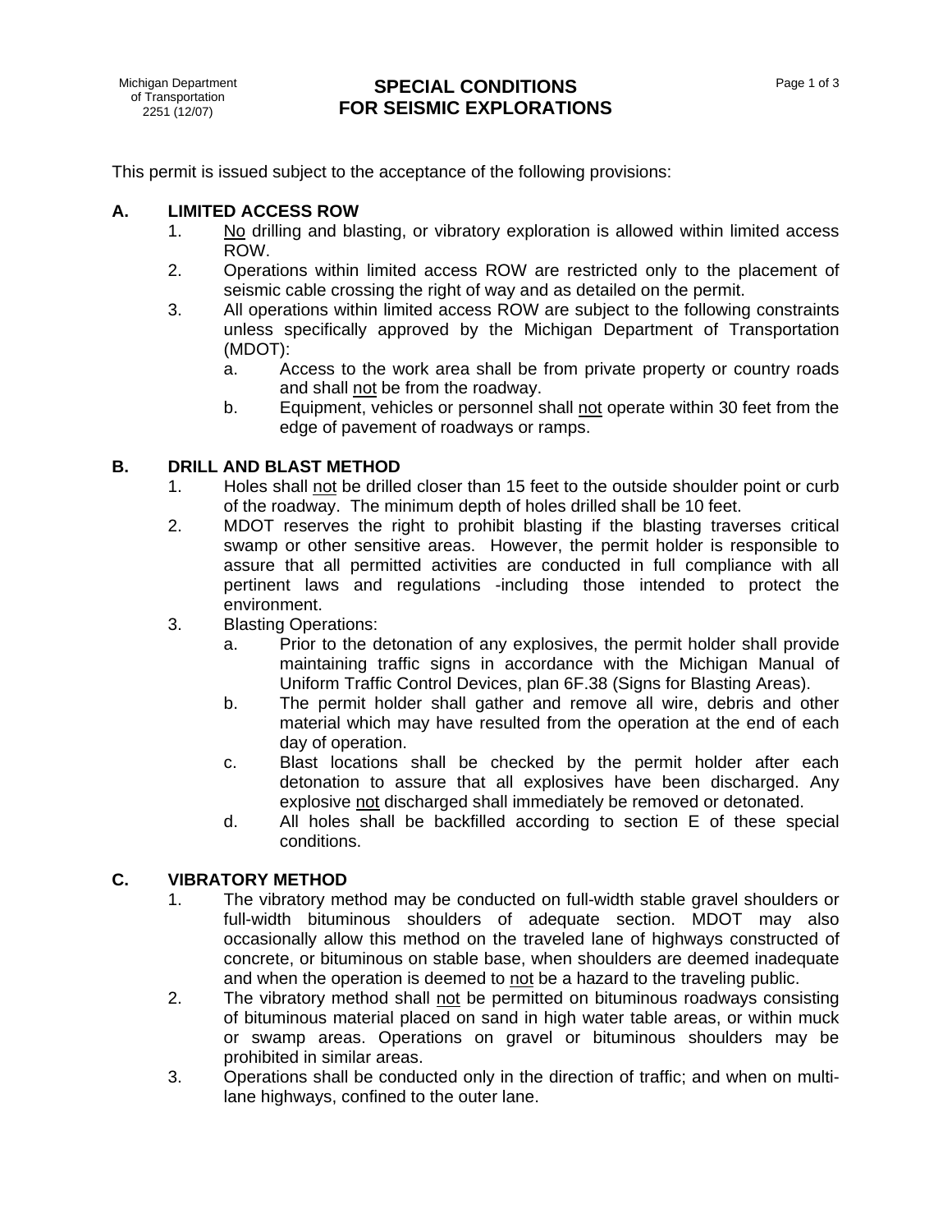Michigan Department
of Transportation
2251 (12/07)

# SPECIAL CONDITIONS FOR SEISMIC EXPLORATIONS

This permit is issued subject to the acceptance of the following provisions:

## A. LIMITED ACCESS ROW

1. No drilling and blasting, or vibratory exploration is allowed within limited access ROW.
2. Operations within limited access ROW are restricted only to the placement of seismic cable crossing the right of way and as detailed on the permit.
3. All operations within limited access ROW are subject to the following constraints unless specifically approved by the Michigan Department of Transportation (MDOT):
   a. Access to the work area shall be from private property or country roads and shall not be from the roadway.
   b. Equipment, vehicles or personnel shall not operate within 30 feet from the edge of pavement of roadways or ramps.

## B. DRILL AND BLAST METHOD

1. Holes shall not be drilled closer than 15 feet to the outside shoulder point or curb of the roadway. The minimum depth of holes drilled shall be 10 feet.
2. MDOT reserves the right to prohibit blasting if the blasting traverses critical swamp or other sensitive areas. However, the permit holder is responsible to assure that all permitted activities are conducted in full compliance with all pertinent laws and regulations -including those intended to protect the environment.
3. Blasting Operations:
   a. Prior to the detonation of any explosives, the permit holder shall provide maintaining traffic signs in accordance with the Michigan Manual of Uniform Traffic Control Devices, plan 6F.38 (Signs for Blasting Areas).
   b. The permit holder shall gather and remove all wire, debris and other material which may have resulted from the operation at the end of each day of operation.
   c. Blast locations shall be checked by the permit holder after each detonation to assure that all explosives have been discharged. Any explosive not discharged shall immediately be removed or detonated.
   d. All holes shall be backfilled according to section E of these special conditions.

## C. VIBRATORY METHOD

1. The vibratory method may be conducted on full-width stable gravel shoulders or full-width bituminous shoulders of adequate section. MDOT may also occasionally allow this method on the traveled lane of highways constructed of concrete, or bituminous on stable base, when shoulders are deemed inadequate and when the operation is deemed to not be a hazard to the traveling public.
2. The vibratory method shall not be permitted on bituminous roadways consisting of bituminous material placed on sand in high water table areas, or within muck or swamp areas. Operations on gravel or bituminous shoulders may be prohibited in similar areas.
3. Operations shall be conducted only in the direction of traffic; and when on multi-lane highways, confined to the outer lane.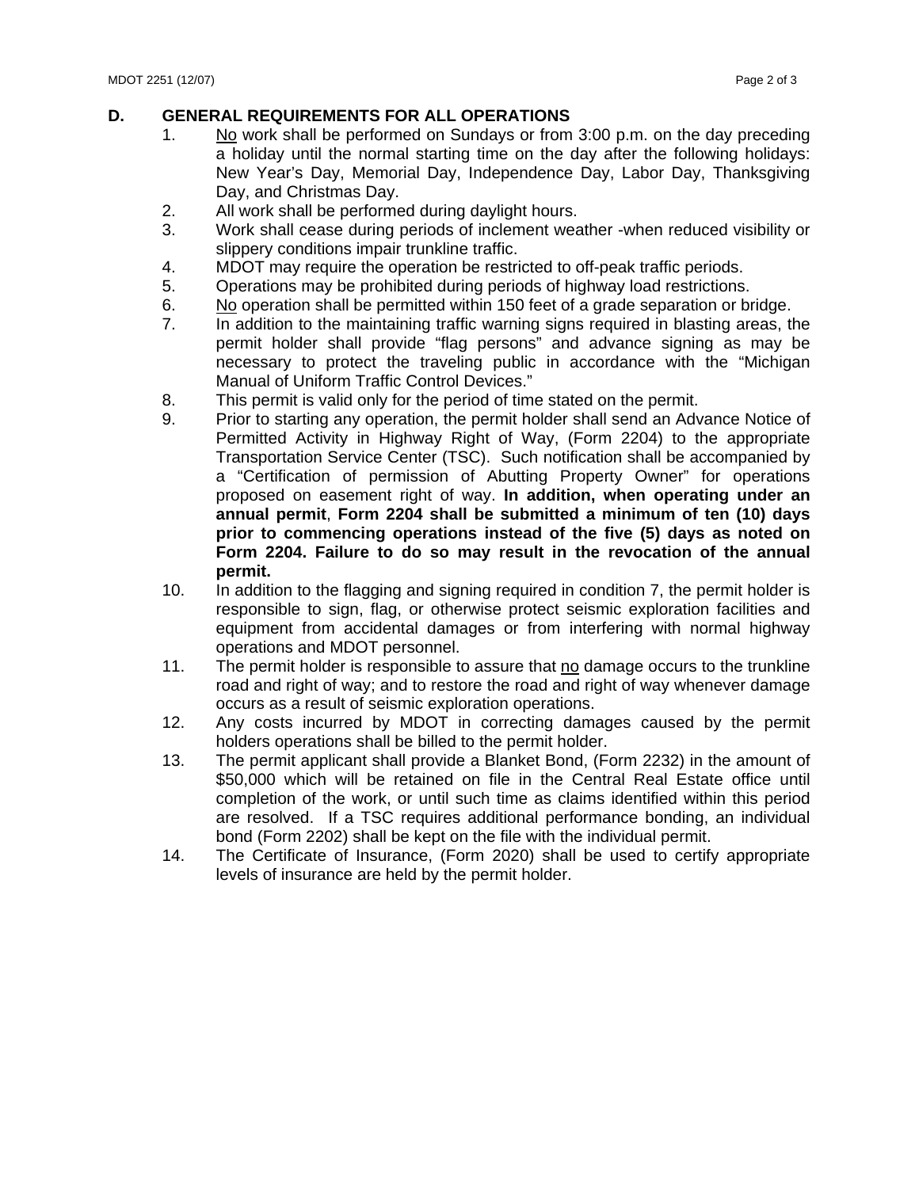## D. GENERAL REQUIREMENTS FOR ALL OPERATIONS

1. No work shall be performed on Sundays or from 3:00 p.m. on the day preceding a holiday until the normal starting time on the day after the following holidays: New Year's Day, Memorial Day, Independence Day, Labor Day, Thanksgiving Day, and Christmas Day.
2. All work shall be performed during daylight hours.
3. Work shall cease during periods of inclement weather -when reduced visibility or slippery conditions impair trunkline traffic.
4. MDOT may require the operation be restricted to off-peak traffic periods.
5. Operations may be prohibited during periods of highway load restrictions.
6. No operation shall be permitted within 150 feet of a grade separation or bridge.
7. In addition to the maintaining traffic warning signs required in blasting areas, the permit holder shall provide "flag persons" and advance signing as may be necessary to protect the traveling public in accordance with the "Michigan Manual of Uniform Traffic Control Devices."
8. This permit is valid only for the period of time stated on the permit.
9. Prior to starting any operation, the permit holder shall send an Advance Notice of Permitted Activity in Highway Right of Way, (Form 2204) to the appropriate Transportation Service Center (TSC). Such notification shall be accompanied by a "Certification of permission of Abutting Property Owner" for operations proposed on easement right of way. **In addition, when operating under an annual permit**, **Form 2204 shall be submitted a minimum of ten (10) days prior to commencing operations instead of the five (5) days as noted on Form 2204. Failure to do so may result in the revocation of the annual permit.**
10. In addition to the flagging and signing required in condition 7, the permit holder is responsible to sign, flag, or otherwise protect seismic exploration facilities and equipment from accidental damages or from interfering with normal highway operations and MDOT personnel.
11. The permit holder is responsible to assure that no damage occurs to the trunkline road and right of way; and to restore the road and right of way whenever damage occurs as a result of seismic exploration operations.
12. Any costs incurred by MDOT in correcting damages caused by the permit holders operations shall be billed to the permit holder.
13. The permit applicant shall provide a Blanket Bond, (Form 2232) in the amount of $50,000 which will be retained on file in the Central Real Estate office until completion of the work, or until such time as claims identified within this period are resolved. If a TSC requires additional performance bonding, an individual bond (Form 2202) shall be kept on the file with the individual permit.
14. The Certificate of Insurance, (Form 2020) shall be used to certify appropriate levels of insurance are held by the permit holder.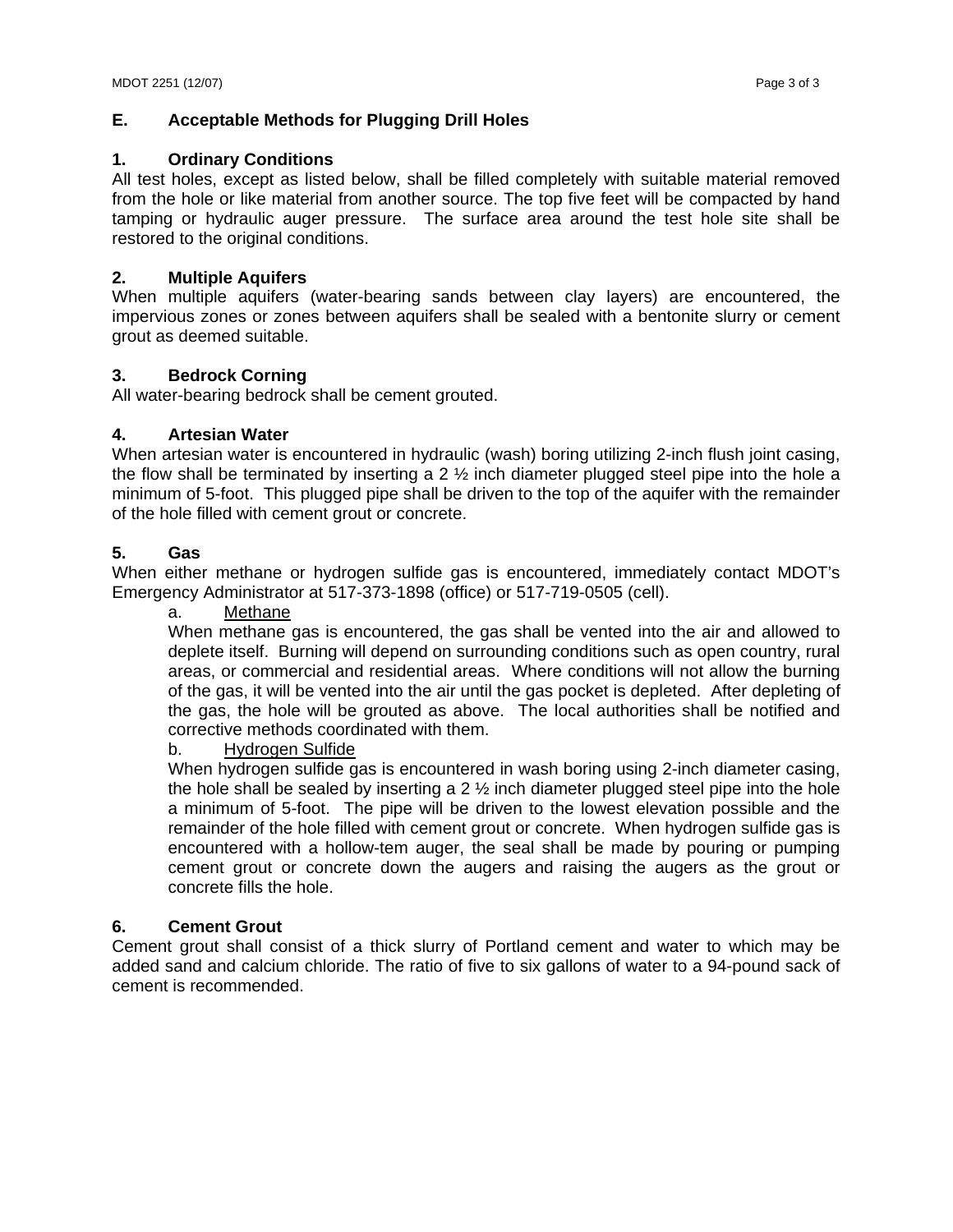## E. Acceptable Methods for Plugging Drill Holes

### 1. Ordinary Conditions

All test holes, except as listed below, shall be filled completely with suitable material removed from the hole or like material from another source. The top five feet will be compacted by hand tamping or hydraulic auger pressure. The surface area around the test hole site shall be restored to the original conditions.

### 2. Multiple Aquifers

When multiple aquifers (water-bearing sands between clay layers) are encountered, the impervious zones or zones between aquifers shall be sealed with a bentonite slurry or cement grout as deemed suitable.

### 3. Bedrock Corning

All water-bearing bedrock shall be cement grouted.

### 4. Artesian Water

When artesian water is encountered in hydraulic (wash) boring utilizing 2-inch flush joint casing, the flow shall be terminated by inserting a 2 ½ inch diameter plugged steel pipe into the hole a minimum of 5-foot. This plugged pipe shall be driven to the top of the aquifer with the remainder of the hole filled with cement grout or concrete.

### 5. Gas

When either methane or hydrogen sulfide gas is encountered, immediately contact MDOT's Emergency Administrator at 517-373-1898 (office) or 517-719-0505 (cell).

a. Methane

When methane gas is encountered, the gas shall be vented into the air and allowed to deplete itself. Burning will depend on surrounding conditions such as open country, rural areas, or commercial and residential areas. Where conditions will not allow the burning of the gas, it will be vented into the air until the gas pocket is depleted. After depleting of the gas, the hole will be grouted as above. The local authorities shall be notified and corrective methods coordinated with them.

b. Hydrogen Sulfide

When hydrogen sulfide gas is encountered in wash boring using 2-inch diameter casing, the hole shall be sealed by inserting a 2 ½ inch diameter plugged steel pipe into the hole a minimum of 5-foot. The pipe will be driven to the lowest elevation possible and the remainder of the hole filled with cement grout or concrete. When hydrogen sulfide gas is encountered with a hollow-tem auger, the seal shall be made by pouring or pumping cement grout or concrete down the augers and raising the augers as the grout or concrete fills the hole.

### 6. Cement Grout

Cement grout shall consist of a thick slurry of Portland cement and water to which may be added sand and calcium chloride. The ratio of five to six gallons of water to a 94-pound sack of cement is recommended.